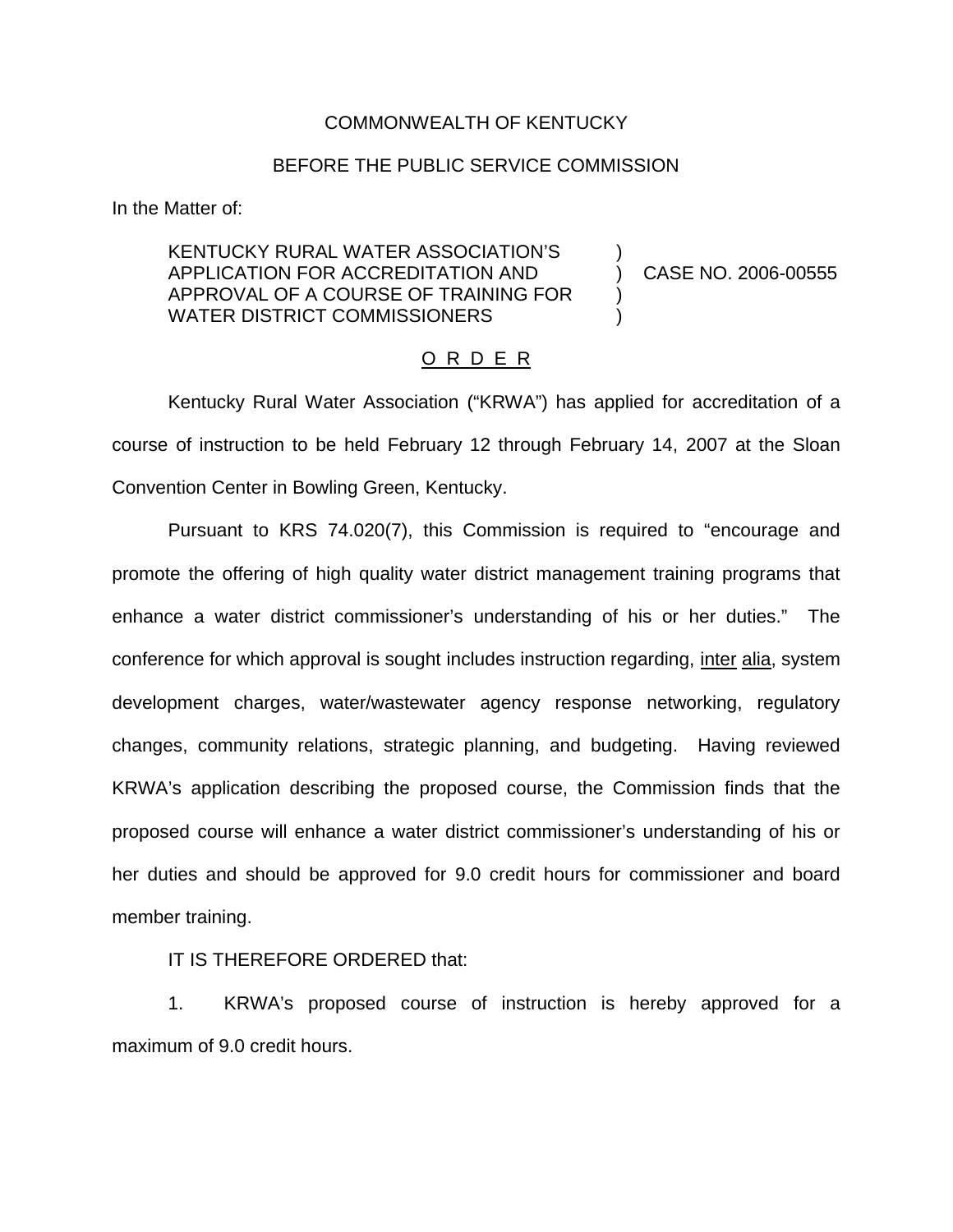COMMONWEALTH OF KENTUCKY

BEFORE THE PUBLIC SERVICE COMMISSION

In the Matter of:

KENTUCKY RURAL WATER ASSOCIATION'S APPLICATION FOR ACCREDITATION AND APPROVAL OF A COURSE OF TRAINING FOR WATER DISTRICT COMMISSIONERS ) CASE NO. 2006-00555

O R D E R

Kentucky Rural Water Association ("KRWA") has applied for accreditation of a course of instruction to be held February 12 through February 14, 2007 at the Sloan Convention Center in Bowling Green, Kentucky.

Pursuant to KRS 74.020(7), this Commission is required to "encourage and promote the offering of high quality water district management training programs that enhance a water district commissioner's understanding of his or her duties." The conference for which approval is sought includes instruction regarding, inter alia, system development charges, water/wastewater agency response networking, regulatory changes, community relations, strategic planning, and budgeting. Having reviewed KRWA's application describing the proposed course, the Commission finds that the proposed course will enhance a water district commissioner's understanding of his or her duties and should be approved for 9.0 credit hours for commissioner and board member training.

IT IS THEREFORE ORDERED that:

1. KRWA's proposed course of instruction is hereby approved for a maximum of 9.0 credit hours.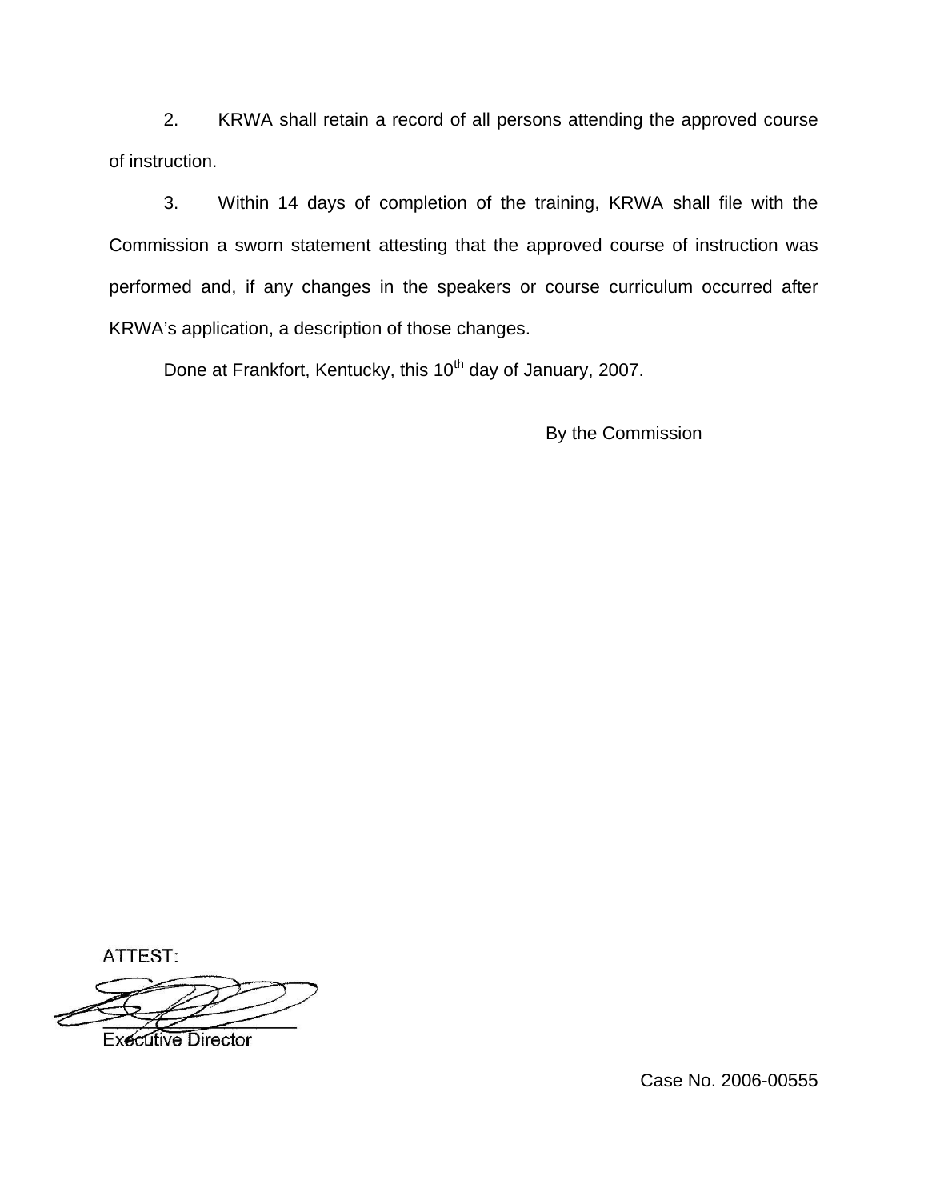2. KRWA shall retain a record of all persons attending the approved course of instruction.

3. Within 14 days of completion of the training, KRWA shall file with the Commission a sworn statement attesting that the approved course of instruction was performed and, if any changes in the speakers or course curriculum occurred after KRWA's application, a description of those changes.

Done at Frankfort, Kentucky, this 10th day of January, 2007.

By the Commission

ATTEST:

Executive Director

Case No. 2006-00555